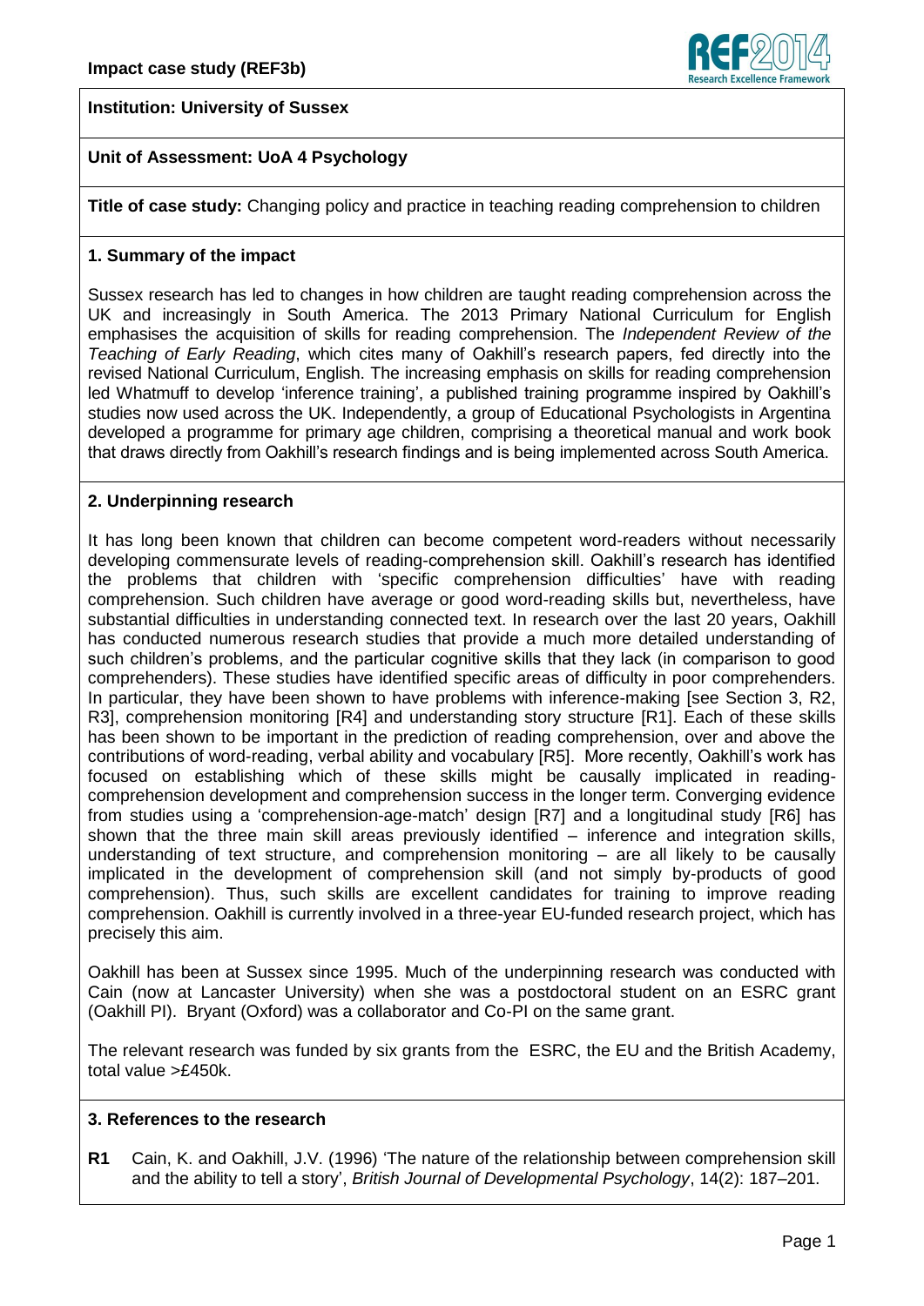**Impact case study (REF3b)**

**Institution: University of Sussex**

**Unit of Assessment: UoA 4 Psychology**

**Title of case study:** Changing policy and practice in teaching reading comprehension to children

## 1. Summary of the impact

Sussex research has led to changes in how children are taught reading comprehension across the UK and increasingly in South America. The 2013 Primary National Curriculum for English emphasises the acquisition of skills for reading comprehension. The *Independent Review of the Teaching of Early Reading*, which cites many of Oakhill's research papers, fed directly into the revised National Curriculum, English. The increasing emphasis on skills for reading comprehension led Whatmuff to develop 'inference training', a published training programme inspired by Oakhill's studies now used across the UK. Independently, a group of Educational Psychologists in Argentina developed a programme for primary age children, comprising a theoretical manual and work book that draws directly from Oakhill's research findings and is being implemented across South America.

## 2. Underpinning research

It has long been known that children can become competent word-readers without necessarily developing commensurate levels of reading-comprehension skill. Oakhill's research has identified the problems that children with 'specific comprehension difficulties' have with reading comprehension. Such children have average or good word-reading skills but, nevertheless, have substantial difficulties in understanding connected text. In research over the last 20 years, Oakhill has conducted numerous research studies that provide a much more detailed understanding of such children's problems, and the particular cognitive skills that they lack (in comparison to good comprehenders). These studies have identified specific areas of difficulty in poor comprehenders. In particular, they have been shown to have problems with inference-making [see Section 3, R2, R3], comprehension monitoring [R4] and understanding story structure [R1]. Each of these skills has been shown to be important in the prediction of reading comprehension, over and above the contributions of word-reading, verbal ability and vocabulary [R5]. More recently, Oakhill's work has focused on establishing which of these skills might be causally implicated in reading-comprehension development and comprehension success in the longer term. Converging evidence from studies using a 'comprehension-age-match' design [R7] and a longitudinal study [R6] has shown that the three main skill areas previously identified – inference and integration skills, understanding of text structure, and comprehension monitoring – are all likely to be causally implicated in the development of comprehension skill (and not simply by-products of good comprehension). Thus, such skills are excellent candidates for training to improve reading comprehension. Oakhill is currently involved in a three-year EU-funded research project, which has precisely this aim.

Oakhill has been at Sussex since 1995. Much of the underpinning research was conducted with Cain (now at Lancaster University) when she was a postdoctoral student on an ESRC grant (Oakhill PI). Bryant (Oxford) was a collaborator and Co-PI on the same grant.

The relevant research was funded by six grants from the ESRC, the EU and the British Academy, total value >£450k.

## 3. References to the research

**R1** Cain, K. and Oakhill, J.V. (1996) 'The nature of the relationship between comprehension skill and the ability to tell a story', *British Journal of Developmental Psychology*, 14(2): 187–201.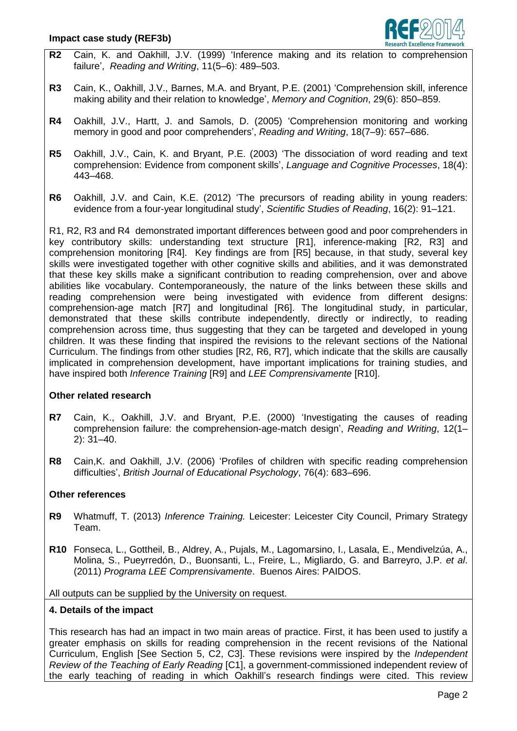**R2** Cain, K. and Oakhill, J.V. (1999) 'Inference making and its relation to comprehension failure', *Reading and Writing*, 11(5–6): 489–503.

**R3** Cain, K., Oakhill, J.V., Barnes, M.A. and Bryant, P.E. (2001) 'Comprehension skill, inference making ability and their relation to knowledge', *Memory and Cognition*, 29(6): 850–859.

**R4** Oakhill, J.V., Hartt, J. and Samols, D. (2005) 'Comprehension monitoring and working memory in good and poor comprehenders', *Reading and Writing*, 18(7–9): 657–686.

**R5** Oakhill, J.V., Cain, K. and Bryant, P.E. (2003) 'The dissociation of word reading and text comprehension: Evidence from component skills', *Language and Cognitive Processes*, 18(4): 443–468.

**R6** Oakhill, J.V. and Cain, K.E. (2012) 'The precursors of reading ability in young readers: evidence from a four-year longitudinal study', *Scientific Studies of Reading*, 16(2): 91–121.

R1, R2, R3 and R4 demonstrated important differences between good and poor comprehenders in key contributory skills: understanding text structure [R1], inference-making [R2, R3] and comprehension monitoring [R4]. Key findings are from [R5] because, in that study, several key skills were investigated together with other cognitive skills and abilities, and it was demonstrated that these key skills make a significant contribution to reading comprehension, over and above abilities like vocabulary. Contemporaneously, the nature of the links between these skills and reading comprehension were being investigated with evidence from different designs: comprehension-age match [R7] and longitudinal [R6]. The longitudinal study, in particular, demonstrated that these skills contribute independently, directly or indirectly, to reading comprehension across time, thus suggesting that they can be targeted and developed in young children. It was these finding that inspired the revisions to the relevant sections of the National Curriculum. The findings from other studies [R2, R6, R7], which indicate that the skills are causally implicated in comprehension development, have important implications for training studies, and have inspired both *Inference Training* [R9] and *LEE Comprensivamente* [R10].

**Other related research**

**R7** Cain, K., Oakhill, J.V. and Bryant, P.E. (2000) 'Investigating the causes of reading comprehension failure: the comprehension-age-match design', *Reading and Writing*, 12(1–2): 31–40.

**R8** Cain,K. and Oakhill, J.V. (2006) 'Profiles of children with specific reading comprehension difficulties', *British Journal of Educational Psychology*, 76(4): 683–696.

**Other references**

**R9** Whatmuff, T. (2013) *Inference Training.* Leicester: Leicester City Council, Primary Strategy Team.

**R10** Fonseca, L., Gottheil, B., Aldrey, A., Pujals, M., Lagomarsino, I., Lasala, E., Mendivelzúa, A., Molina, S., Pueyrredón, D., Buonsanti, L., Freire, L., Migliardo, G. and Barreyro, J.P. *et al*. (2011) *Programa LEE Comprensivamente*. Buenos Aires: PAIDOS.

All outputs can be supplied by the University on request.

**4. Details of the impact**

This research has had an impact in two main areas of practice. First, it has been used to justify a greater emphasis on skills for reading comprehension in the recent revisions of the National Curriculum, English [See Section 5, C2, C3]. These revisions were inspired by the *Independent Review of the Teaching of Early Reading* [C1], a government-commissioned independent review of the early teaching of reading in which Oakhill's research findings were cited. This review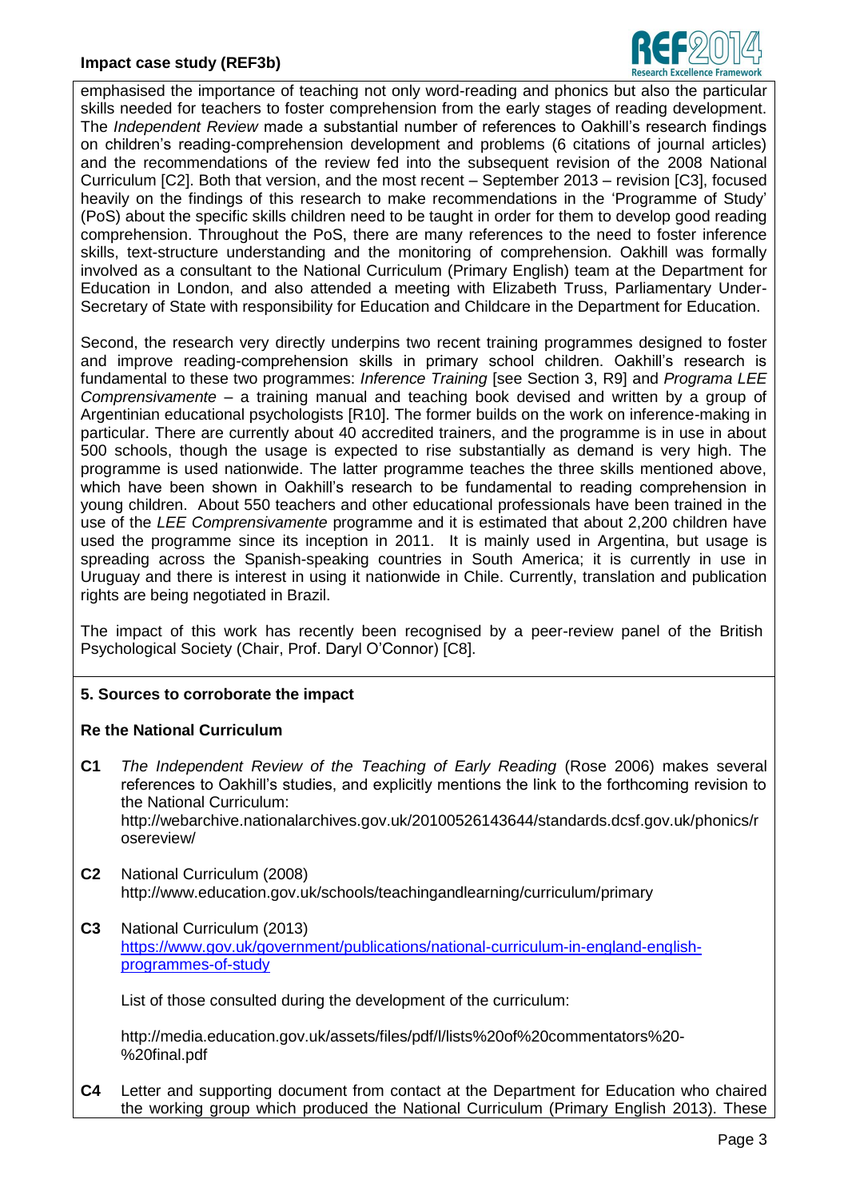emphasised the importance of teaching not only word-reading and phonics but also the particular skills needed for teachers to foster comprehension from the early stages of reading development. The *Independent Review* made a substantial number of references to Oakhill's research findings on children's reading-comprehension development and problems (6 citations of journal articles) and the recommendations of the review fed into the subsequent revision of the 2008 National Curriculum [C2]. Both that version, and the most recent – September 2013 – revision [C3], focused heavily on the findings of this research to make recommendations in the 'Programme of Study' (PoS) about the specific skills children need to be taught in order for them to develop good reading comprehension. Throughout the PoS, there are many references to the need to foster inference skills, text-structure understanding and the monitoring of comprehension. Oakhill was formally involved as a consultant to the National Curriculum (Primary English) team at the Department for Education in London, and also attended a meeting with Elizabeth Truss, Parliamentary Under-Secretary of State with responsibility for Education and Childcare in the Department for Education.

Second, the research very directly underpins two recent training programmes designed to foster and improve reading-comprehension skills in primary school children. Oakhill's research is fundamental to these two programmes: *Inference Training* [see Section 3, R9] and *Programa LEE Comprensivamente* – a training manual and teaching book devised and written by a group of Argentinian educational psychologists [R10]. The former builds on the work on inference-making in particular. There are currently about 40 accredited trainers, and the programme is in use in about 500 schools, though the usage is expected to rise substantially as demand is very high. The programme is used nationwide. The latter programme teaches the three skills mentioned above, which have been shown in Oakhill's research to be fundamental to reading comprehension in young children. About 550 teachers and other educational professionals have been trained in the use of the *LEE Comprensivamente* programme and it is estimated that about 2,200 children have used the programme since its inception in 2011. It is mainly used in Argentina, but usage is spreading across the Spanish-speaking countries in South America; it is currently in use in Uruguay and there is interest in using it nationwide in Chile. Currently, translation and publication rights are being negotiated in Brazil.

The impact of this work has recently been recognised by a peer-review panel of the British Psychological Society (Chair, Prof. Daryl O'Connor) [C8].

## 5. Sources to corroborate the impact

### Re the National Curriculum

**C1** *The Independent Review of the Teaching of Early Reading* (Rose 2006) makes several references to Oakhill's studies, and explicitly mentions the link to the forthcoming revision to the National Curriculum: http://webarchive.nationalarchives.gov.uk/20100526143644/standards.dcsf.gov.uk/phonics/rosereview/

**C2** National Curriculum (2008) http://www.education.gov.uk/schools/teachingandlearning/curriculum/primary

**C3** National Curriculum (2013) https://www.gov.uk/government/publications/national-curriculum-in-england-english-programmes-of-study

List of those consulted during the development of the curriculum:

http://media.education.gov.uk/assets/files/pdf/l/lists%20of%20commentators%20-%20final.pdf

**C4** Letter and supporting document from contact at the Department for Education who chaired the working group which produced the National Curriculum (Primary English 2013). These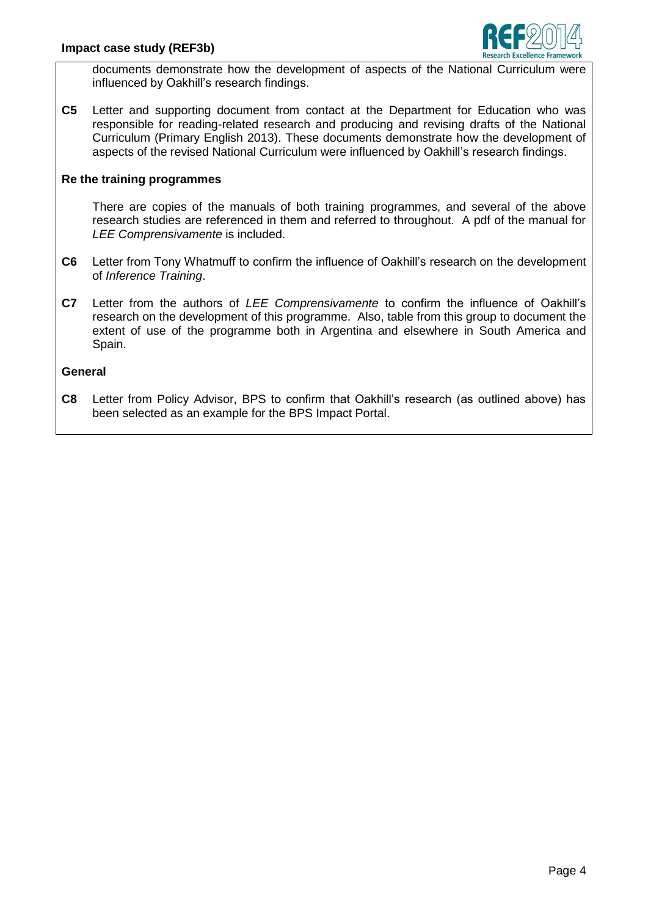documents demonstrate how the development of aspects of the National Curriculum were influenced by Oakhill's research findings.

**C5** Letter and supporting document from contact at the Department for Education who was responsible for reading-related research and producing and revising drafts of the National Curriculum (Primary English 2013). These documents demonstrate how the development of aspects of the revised National Curriculum were influenced by Oakhill's research findings.

**Re the training programmes**

There are copies of the manuals of both training programmes, and several of the above research studies are referenced in them and referred to throughout. A pdf of the manual for *LEE Comprensivamente* is included.

**C6** Letter from Tony Whatmuff to confirm the influence of Oakhill's research on the development of *Inference Training*.

**C7** Letter from the authors of *LEE Comprensivamente* to confirm the influence of Oakhill's research on the development of this programme. Also, table from this group to document the extent of use of the programme both in Argentina and elsewhere in South America and Spain.

**General**

**C8** Letter from Policy Advisor, BPS to confirm that Oakhill's research (as outlined above) has been selected as an example for the BPS Impact Portal.